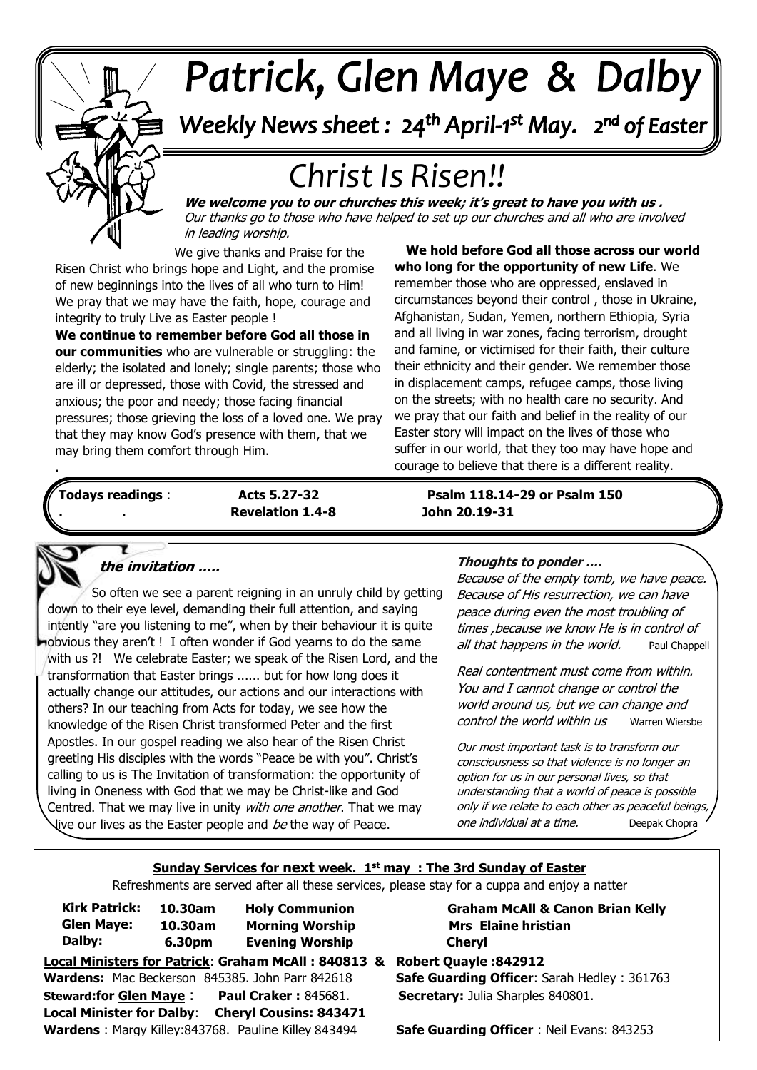# Patrick, Glen Maye & Dalby

## Weekly News sheet : 24th April-1st May. 2nd of Easter

# Christ Is Risen!!

***We welcome you to our churches this week; it's great to have you with us .***
*Our thanks go to those who have helped to set up our churches and all who are involved in leading worship.*

We give thanks and Praise for the Risen Christ who brings hope and Light, and the promise of new beginnings into the lives of all who turn to Him! We pray that we may have the faith, hope, courage and integrity to truly Live as Easter people !

**We continue to remember before God all those in our communities** who are vulnerable or struggling: the elderly; the isolated and lonely; single parents; those who are ill or depressed, those with Covid, the stressed and anxious; the poor and needy; those facing financial pressures; those grieving the loss of a loved one. We pray that they may know God's presence with them, that we may bring them comfort through Him.

.

**We hold before God all those across our world who long for the opportunity of new Life**. We remember those who are oppressed, enslaved in circumstances beyond their control , those in Ukraine, Afghanistan, Sudan, Yemen, northern Ethiopia, Syria and all living in war zones, facing terrorism, drought and famine, or victimised for their faith, their culture their ethnicity and their gender. We remember those in displacement camps, refugee camps, those living on the streets; with no health care no security. And we pray that our faith and belief in the reality of our Easter story will impact on the lives of those who suffer in our world, that they too may have hope and courage to believe that there is a different reality.

**Todays readings** : **Acts 5.27-32** **Psalm 118.14-29 or Psalm 150**
**Revelation 1.4-8** **John 20.19-31**

### *the invitation .....*

So often we see a parent reigning in an unruly child by getting down to their eye level, demanding their full attention, and saying intently "are you listening to me", when by their behaviour it is quite obvious they aren't ! I often wonder if God yearns to do the same with us ?! We celebrate Easter; we speak of the Risen Lord, and the transformation that Easter brings ...... but for how long does it actually change our attitudes, our actions and our interactions with others? In our teaching from Acts for today, we see how the knowledge of the Risen Christ transformed Peter and the first Apostles. In our gospel reading we also hear of the Risen Christ greeting His disciples with the words "Peace be with you". Christ's calling to us is The Invitation of transformation: the opportunity of living in Oneness with God that we may be Christ-like and God Centred. That we may live in unity *with one another*. That we may live our lives as the Easter people and *be* the way of Peace.

### *Thoughts to ponder ....*

*Because of the empty tomb, we have peace. Because of His resurrection, we can have peace during even the most troubling of times ,because we know He is in control of all that happens in the world.* Paul Chappell

*Real contentment must come from within. You and I cannot change or control the world around us, but we can change and control the world within us* Warren Wiersbe

*Our most important task is to transform our consciousness so that violence is no longer an option for us in our personal lives, so that understanding that a world of peace is possible only if we relate to each other as peaceful beings, one individual at a time.* Deepak Chopra

**Sunday Services for next week. 1st may : The 3rd Sunday of Easter**

Refreshments are served after all these services, please stay for a cuppa and enjoy a natter

| | | | |
|---|---|---|---|
| **Kirk Patrick:** | **10.30am** | **Holy Communion** | **Graham McAll & Canon Brian Kelly** |
| **Glen Maye:** | **10.30am** | **Morning Worship** | **Mrs Elaine hristian** |
| **Dalby:** | **6.30pm** | **Evening Worship** | **Cheryl** |

**Local Ministers for Patrick**: **Graham McAll : 840813 & Robert Quayle :842912**

**Wardens:** Mac Beckerson 845385. John Parr 842618 — **Safe Guarding Officer**: Sarah Hedley : 361763

**Steward:for Glen Maye** : **Paul Craker :** 845681. — **Secretary:** Julia Sharples 840801.

**Local Minister for Dalby**: **Cheryl Cousins: 843471**

**Wardens** : Margy Killey:843768. Pauline Killey 843494 — **Safe Guarding Officer** : Neil Evans: 843253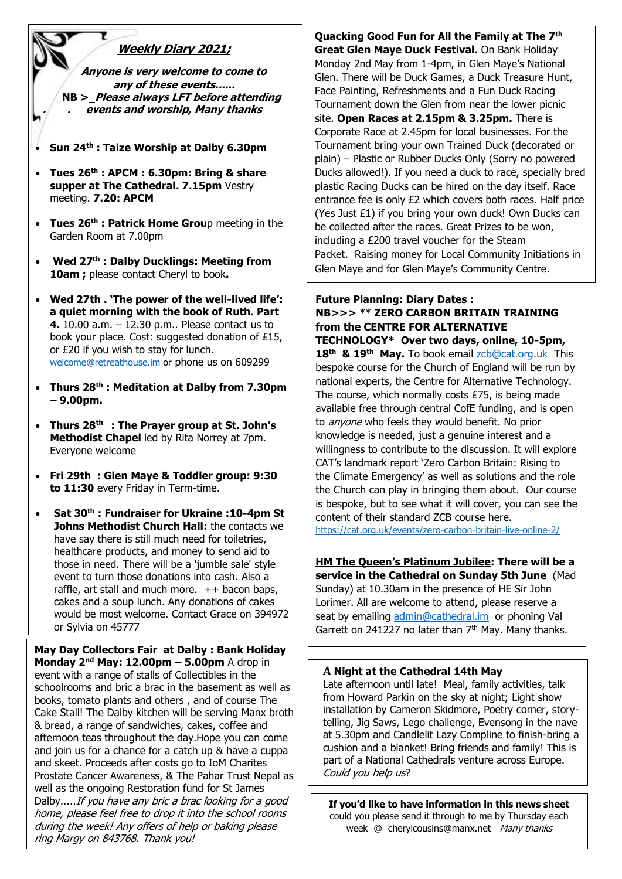## *Weekly Diary 2021;*

***Anyone is very welcome to come to any of these events……***
***NB > Please always LFT before attending events and worship, Many thanks***

- **Sun 24th : Taize Worship at Dalby 6.30pm**
- **Tues 26th : APCM : 6.30pm: Bring & share supper at The Cathedral. 7.15pm** Vestry meeting. **7.20: APCM**
- **Tues 26th : Patrick Home Grou**p meeting in the Garden Room at 7.00pm
- **Wed 27th : Dalby Ducklings: Meeting from 10am ;** please contact Cheryl to book**.**
- **Wed 27th . 'The power of the well-lived life': a quiet morning with the book of Ruth. Part 4.** 10.00 a.m. – 12.30 p.m.. Please contact us to book your place. Cost: suggested donation of £15, or £20 if you wish to stay for lunch. welcome@retreathouse.im or phone us on 609299
- **Thurs 28th : Meditation at Dalby from 7.30pm – 9.00pm.**
- **Thurs 28th : The Prayer group at St. John's Methodist Chapel** led by Rita Norrey at 7pm. Everyone welcome
- **Fri 29th : Glen Maye & Toddler group: 9:30 to 11:30** every Friday in Term-time.
- **Sat 30th : Fundraiser for Ukraine :10-4pm St Johns Methodist Church Hall:** the contacts we have say there is still much need for toiletries, healthcare products, and money to send aid to those in need. There will be a 'jumble sale' style event to turn those donations into cash. Also a raffle, art stall and much more. ++ bacon baps, cakes and a soup lunch. Any donations of cakes would be most welcome. Contact Grace on 394972 or Sylvia on 45777

**May Day Collectors Fair at Dalby : Bank Holiday Monday 2nd May: 12.00pm – 5.00pm** A drop in event with a range of stalls of Collectibles in the schoolrooms and bric a brac in the basement as well as books, tomato plants and others , and of course The Cake Stall! The Dalby kitchen will be serving Manx broth & bread, a range of sandwiches, cakes, coffee and afternoon teas throughout the day.Hope you can come and join us for a chance for a catch up & have a cuppa and skeet. Proceeds after costs go to IoM Charites Prostate Cancer Awareness, & The Pahar Trust Nepal as well as the ongoing Restoration fund for St James Dalby…..*If you have any bric a brac looking for a good home, please feel free to drop it into the school rooms during the week! Any offers of help or baking please ring Margy on 843768. Thank you!*

**Quacking Good Fun for All the Family at The 7th Great Glen Maye Duck Festival.** On Bank Holiday Monday 2nd May from 1-4pm, in Glen Maye's National Glen. There will be Duck Games, a Duck Treasure Hunt, Face Painting, Refreshments and a Fun Duck Racing Tournament down the Glen from near the lower picnic site. **Open Races at 2.15pm & 3.25pm.** There is Corporate Race at 2.45pm for local businesses. For the Tournament bring your own Trained Duck (decorated or plain) – Plastic or Rubber Ducks Only (Sorry no powered Ducks allowed!). If you need a duck to race, specially bred plastic Racing Ducks can be hired on the day itself. Race entrance fee is only £2 which covers both races. Half price (Yes Just £1) if you bring your own duck! Own Ducks can be collected after the races. Great Prizes to be won, including a £200 travel voucher for the Steam Packet. Raising money for Local Community Initiations in Glen Maye and for Glen Maye's Community Centre.

**Future Planning: Diary Dates :**
**NB>>>** ** **ZERO CARBON BRITAIN TRAINING from the CENTRE FOR ALTERNATIVE TECHNOLOGY* Over two days, online, 10-5pm, 18th & 19th May.** To book email zcb@cat.org.uk This bespoke course for the Church of England will be run by national experts, the Centre for Alternative Technology. The course, which normally costs £75, is being made available free through central CofE funding, and is open to *anyone* who feels they would benefit. No prior knowledge is needed, just a genuine interest and a willingness to contribute to the discussion. It will explore CAT's landmark report 'Zero Carbon Britain: Rising to the Climate Emergency' as well as solutions and the role the Church can play in bringing them about. Our course is bespoke, but to see what it will cover, you can see the content of their standard ZCB course here.
https://cat.org.uk/events/zero-carbon-britain-live-online-2/

**HM The Queen's Platinum Jubilee: There will be a service in the Cathedral on Sunday 5th June** (Mad Sunday) at 10.30am in the presence of HE Sir John Lorimer. All are welcome to attend, please reserve a seat by emailing admin@cathedral.im or phoning Val Garrett on 241227 no later than 7th May. Many thanks.

**A Night at the Cathedral 14th May**
Late afternoon until late! Meal, family activities, talk from Howard Parkin on the sky at night; Light show installation by Cameron Skidmore, Poetry corner, story-telling, Jig Saws, Lego challenge, Evensong in the nave at 5.30pm and Candlelit Lazy Compline to finish-bring a cushion and a blanket! Bring friends and family! This is part of a National Cathedrals venture across Europe. *Could you help us*?

**If you'd like to have information in this news sheet** could you please send it through to me by Thursday each week @ cherylcousins@manx.net *Many thanks*